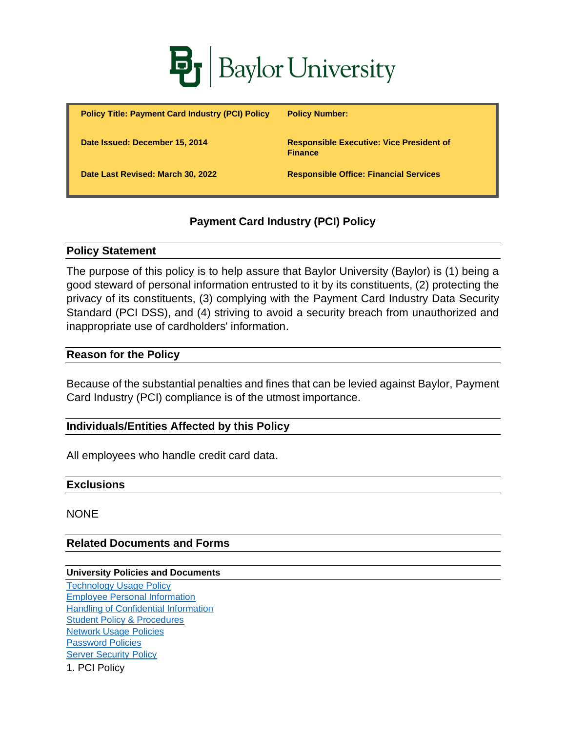Baylor University

| Policy Title: Payment Card Industry (PCI) Policy | Policy Number: |
|---|---|
| Date Issued: December 15, 2014 | Responsible Executive: Vice President of Finance |
| Date Last Revised: March 30, 2022 | Responsible Office: Financial Services |

# Payment Card Industry (PCI) Policy

## Policy Statement

The purpose of this policy is to help assure that Baylor University (Baylor) is (1) being a good steward of personal information entrusted to it by its constituents, (2) protecting the privacy of its constituents, (3) complying with the Payment Card Industry Data Security Standard (PCI DSS), and (4) striving to avoid a security breach from unauthorized and inappropriate use of cardholders' information.

## Reason for the Policy

Because of the substantial penalties and fines that can be levied against Baylor, Payment Card Industry (PCI) compliance is of the utmost importance.

## Individuals/Entities Affected by this Policy

All employees who handle credit card data.

## Exclusions

NONE

## Related Documents and Forms

### University Policies and Documents

Technology Usage Policy
Employee Personal Information
Handling of Confidential Information
Student Policy & Procedures
Network Usage Policies
Password Policies
Server Security Policy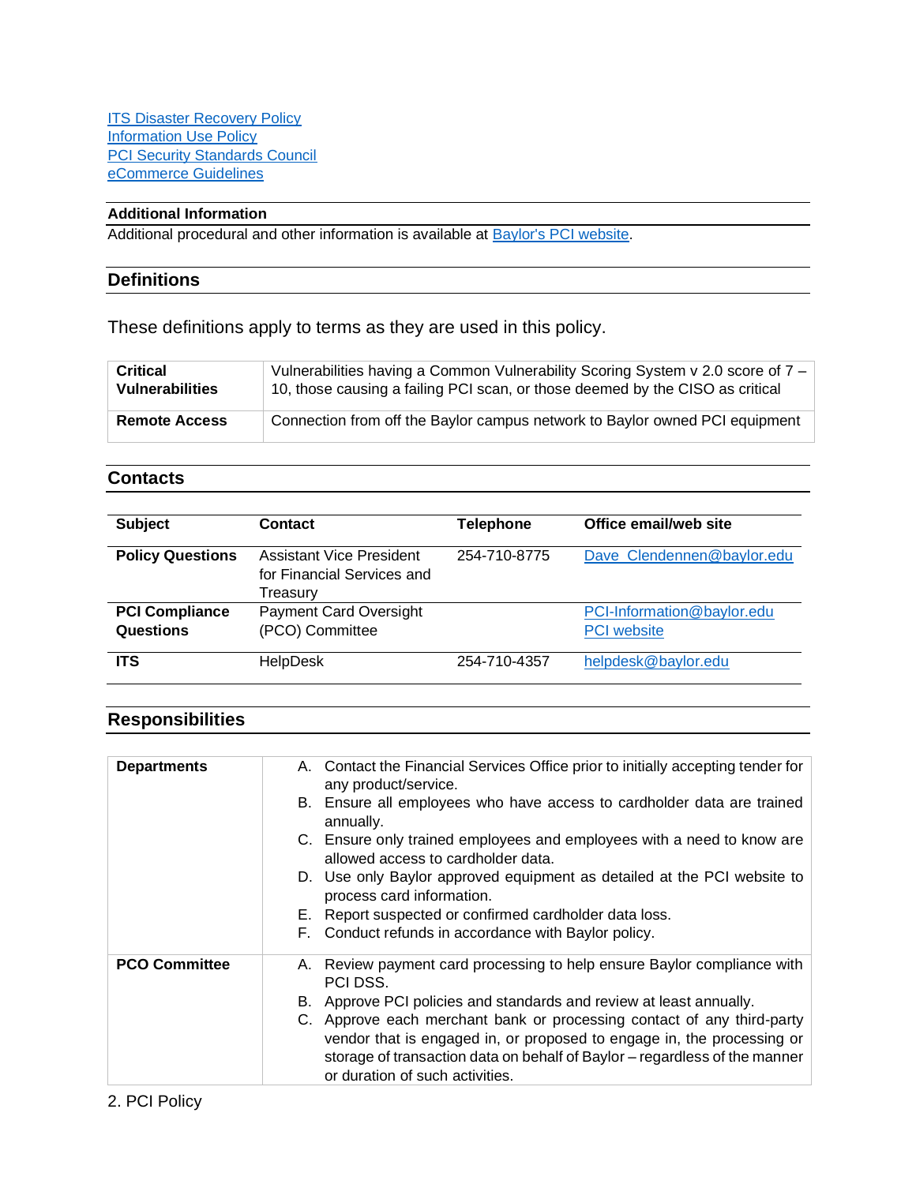[ITS Disaster Recovery Policy](#)
[Information Use Policy](#)
[PCI Security Standards Council](#)
[eCommerce Guidelines](#)

### Additional Information

Additional procedural and other information is available at [Baylor's PCI website](#).

## Definitions

These definitions apply to terms as they are used in this policy.

| | |
|---|---|
| **Critical Vulnerabilities** | Vulnerabilities having a Common Vulnerability Scoring System v 2.0 score of 7 – 10, those causing a failing PCI scan, or those deemed by the CISO as critical |
| **Remote Access** | Connection from off the Baylor campus network to Baylor owned PCI equipment |

## Contacts

| Subject | Contact | Telephone | Office email/web site |
|---|---|---|---|
| **Policy Questions** | Assistant Vice President for Financial Services and Treasury | 254-710-8775 | [Dave_Clendennen@baylor.edu](mailto:Dave_Clendennen@baylor.edu) |
| **PCI Compliance Questions** | Payment Card Oversight (PCO) Committee | | [PCI-Information@baylor.edu](mailto:PCI-Information@baylor.edu)<br>[PCI website](#) |
| **ITS** | HelpDesk | 254-710-4357 | [helpdesk@baylor.edu](mailto:helpdesk@baylor.edu) |

## Responsibilities

| | |
|---|---|
| **Departments** | A. Contact the Financial Services Office prior to initially accepting tender for any product/service.<br>B. Ensure all employees who have access to cardholder data are trained annually.<br>C. Ensure only trained employees and employees with a need to know are allowed access to cardholder data.<br>D. Use only Baylor approved equipment as detailed at the PCI website to process card information.<br>E. Report suspected or confirmed cardholder data loss.<br>F. Conduct refunds in accordance with Baylor policy. |
| **PCO Committee** | A. Review payment card processing to help ensure Baylor compliance with PCI DSS.<br>B. Approve PCI policies and standards and review at least annually.<br>C. Approve each merchant bank or processing contact of any third-party vendor that is engaged in, or proposed to engage in, the processing or storage of transaction data on behalf of Baylor – regardless of the manner or duration of such activities. |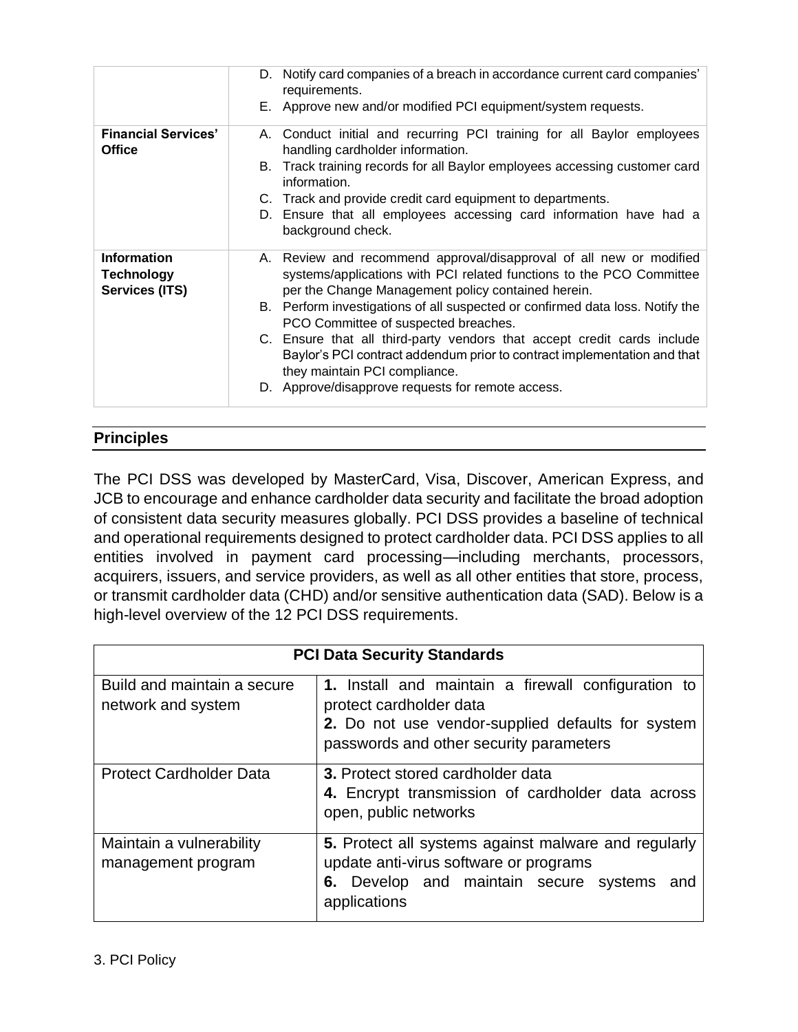| | |
|---|---|
| | D. Notify card companies of a breach in accordance current card companies' requirements.<br>E. Approve new and/or modified PCI equipment/system requests. |
| **Financial Services' Office** | A. Conduct initial and recurring PCI training for all Baylor employees handling cardholder information.<br>B. Track training records for all Baylor employees accessing customer card information.<br>C. Track and provide credit card equipment to departments.<br>D. Ensure that all employees accessing card information have had a background check. |
| **Information Technology Services (ITS)** | A. Review and recommend approval/disapproval of all new or modified systems/applications with PCI related functions to the PCO Committee per the Change Management policy contained herein.<br>B. Perform investigations of all suspected or confirmed data loss. Notify the PCO Committee of suspected breaches.<br>C. Ensure that all third-party vendors that accept credit cards include Baylor's PCI contract addendum prior to contract implementation and that they maintain PCI compliance.<br>D. Approve/disapprove requests for remote access. |

## Principles

The PCI DSS was developed by MasterCard, Visa, Discover, American Express, and JCB to encourage and enhance cardholder data security and facilitate the broad adoption of consistent data security measures globally. PCI DSS provides a baseline of technical and operational requirements designed to protect cardholder data. PCI DSS applies to all entities involved in payment card processing—including merchants, processors, acquirers, issuers, and service providers, as well as all other entities that store, process, or transmit cardholder data (CHD) and/or sensitive authentication data (SAD). Below is a high-level overview of the 12 PCI DSS requirements.

| PCI Data Security Standards | |
|---|---|
| Build and maintain a secure network and system | **1.** Install and maintain a firewall configuration to protect cardholder data<br>**2.** Do not use vendor-supplied defaults for system passwords and other security parameters |
| Protect Cardholder Data | **3.** Protect stored cardholder data<br>**4.** Encrypt transmission of cardholder data across open, public networks |
| Maintain a vulnerability management program | **5.** Protect all systems against malware and regularly update anti-virus software or programs<br>**6.** Develop and maintain secure systems and applications |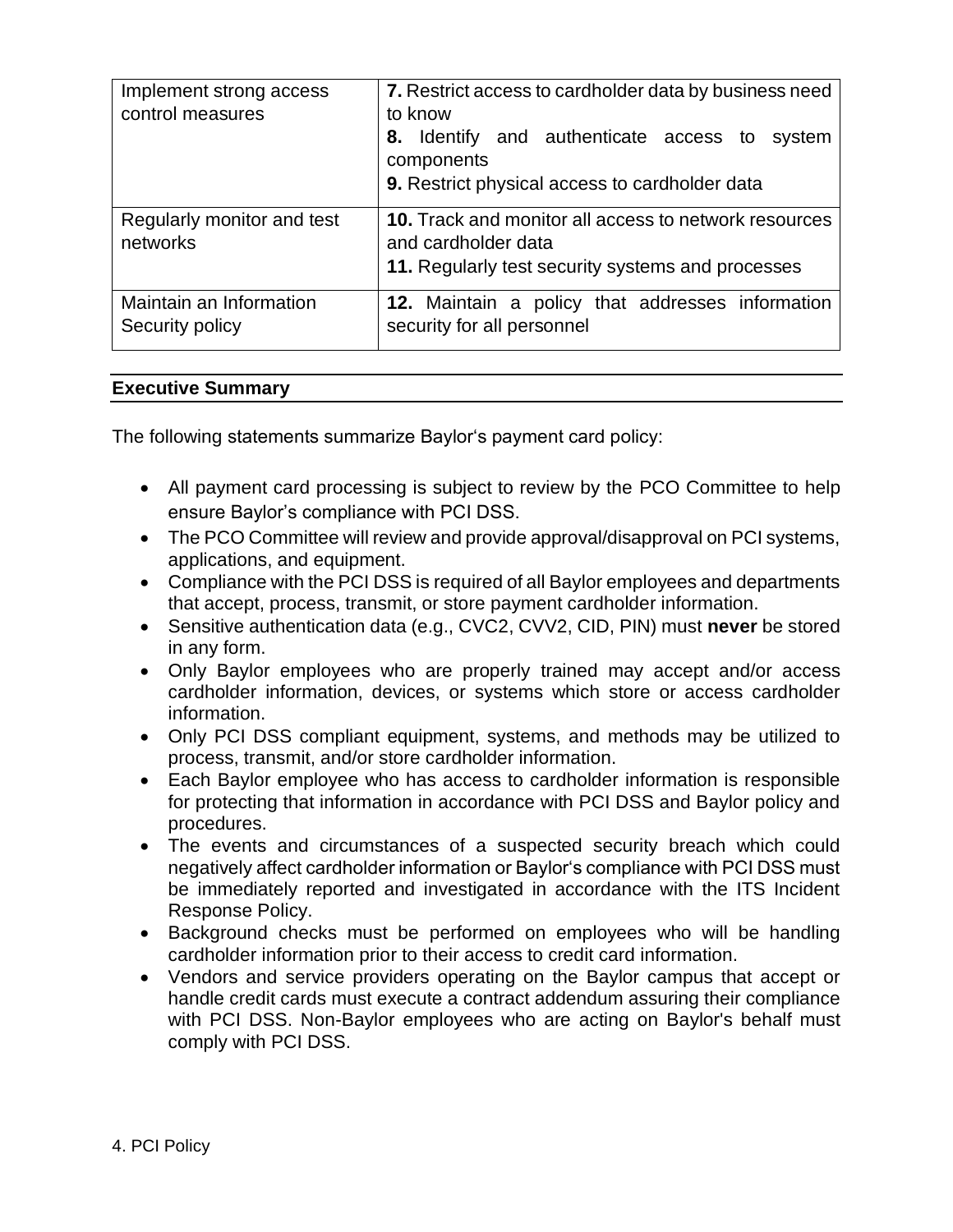| Implement strong access control measures | **7.** Restrict access to cardholder data by business need to know<br>**8.** Identify and authenticate access to system components<br>**9.** Restrict physical access to cardholder data |
| --- | --- |
| Regularly monitor and test networks | **10.** Track and monitor all access to network resources and cardholder data<br>**11.** Regularly test security systems and processes |
| Maintain an Information Security policy | **12.** Maintain a policy that addresses information security for all personnel |

## Executive Summary

The following statements summarize Baylor's payment card policy:

- All payment card processing is subject to review by the PCO Committee to help ensure Baylor's compliance with PCI DSS.
- The PCO Committee will review and provide approval/disapproval on PCI systems, applications, and equipment.
- Compliance with the PCI DSS is required of all Baylor employees and departments that accept, process, transmit, or store payment cardholder information.
- Sensitive authentication data (e.g., CVC2, CVV2, CID, PIN) must **never** be stored in any form.
- Only Baylor employees who are properly trained may accept and/or access cardholder information, devices, or systems which store or access cardholder information.
- Only PCI DSS compliant equipment, systems, and methods may be utilized to process, transmit, and/or store cardholder information.
- Each Baylor employee who has access to cardholder information is responsible for protecting that information in accordance with PCI DSS and Baylor policy and procedures.
- The events and circumstances of a suspected security breach which could negatively affect cardholder information or Baylor's compliance with PCI DSS must be immediately reported and investigated in accordance with the ITS Incident Response Policy.
- Background checks must be performed on employees who will be handling cardholder information prior to their access to credit card information.
- Vendors and service providers operating on the Baylor campus that accept or handle credit cards must execute a contract addendum assuring their compliance with PCI DSS. Non-Baylor employees who are acting on Baylor's behalf must comply with PCI DSS.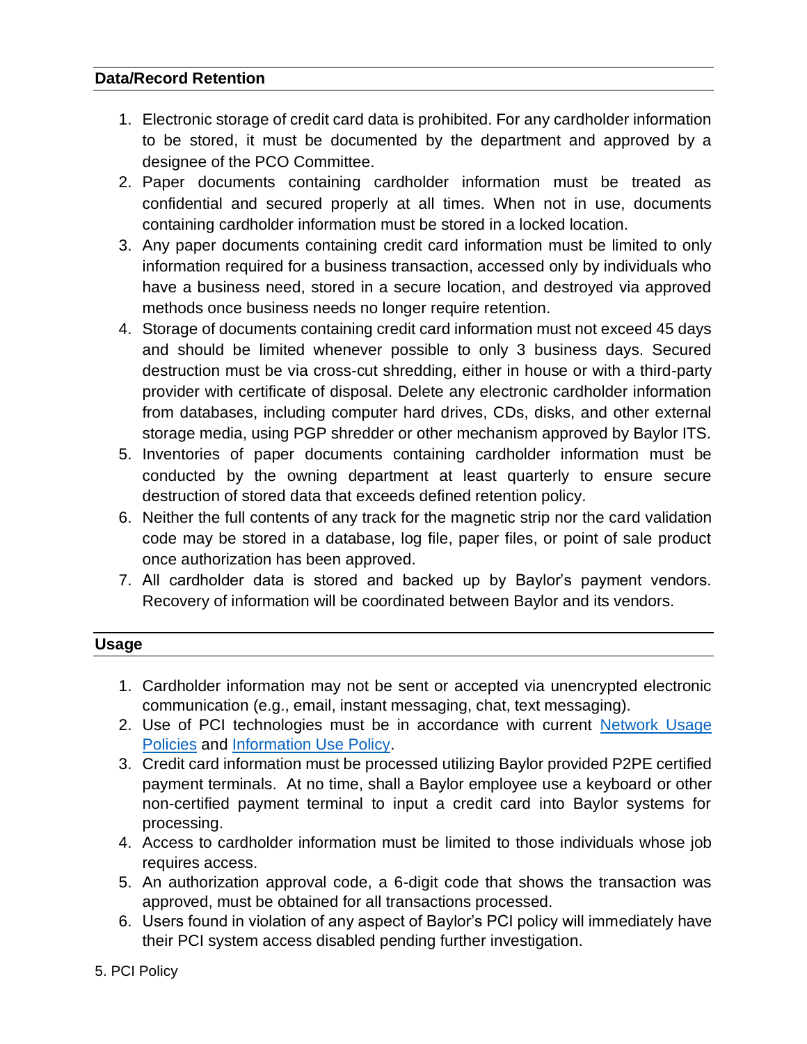## Data/Record Retention

1. Electronic storage of credit card data is prohibited. For any cardholder information to be stored, it must be documented by the department and approved by a designee of the PCO Committee.
2. Paper documents containing cardholder information must be treated as confidential and secured properly at all times. When not in use, documents containing cardholder information must be stored in a locked location.
3. Any paper documents containing credit card information must be limited to only information required for a business transaction, accessed only by individuals who have a business need, stored in a secure location, and destroyed via approved methods once business needs no longer require retention.
4. Storage of documents containing credit card information must not exceed 45 days and should be limited whenever possible to only 3 business days. Secured destruction must be via cross-cut shredding, either in house or with a third-party provider with certificate of disposal. Delete any electronic cardholder information from databases, including computer hard drives, CDs, disks, and other external storage media, using PGP shredder or other mechanism approved by Baylor ITS.
5. Inventories of paper documents containing cardholder information must be conducted by the owning department at least quarterly to ensure secure destruction of stored data that exceeds defined retention policy.
6. Neither the full contents of any track for the magnetic strip nor the card validation code may be stored in a database, log file, paper files, or point of sale product once authorization has been approved.
7. All cardholder data is stored and backed up by Baylor's payment vendors. Recovery of information will be coordinated between Baylor and its vendors.

## Usage

1. Cardholder information may not be sent or accepted via unencrypted electronic communication (e.g., email, instant messaging, chat, text messaging).
2. Use of PCI technologies must be in accordance with current Network Usage Policies and Information Use Policy.
3. Credit card information must be processed utilizing Baylor provided P2PE certified payment terminals. At no time, shall a Baylor employee use a keyboard or other non-certified payment terminal to input a credit card into Baylor systems for processing.
4. Access to cardholder information must be limited to those individuals whose job requires access.
5. An authorization approval code, a 6-digit code that shows the transaction was approved, must be obtained for all transactions processed.
6. Users found in violation of any aspect of Baylor's PCI policy will immediately have their PCI system access disabled pending further investigation.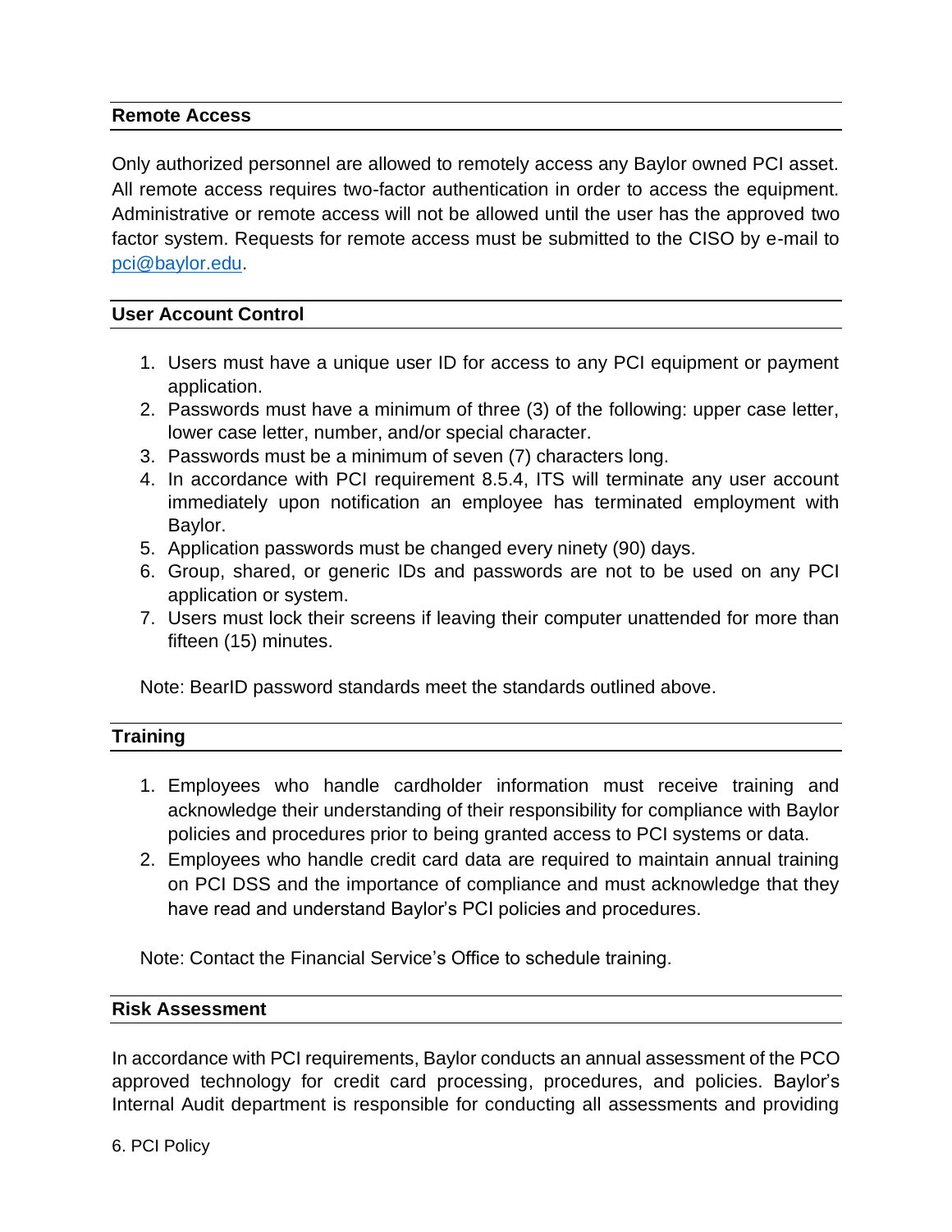## Remote Access

Only authorized personnel are allowed to remotely access any Baylor owned PCI asset. All remote access requires two-factor authentication in order to access the equipment. Administrative or remote access will not be allowed until the user has the approved two factor system. Requests for remote access must be submitted to the CISO by e-mail to pci@baylor.edu.

## User Account Control

1. Users must have a unique user ID for access to any PCI equipment or payment application.
2. Passwords must have a minimum of three (3) of the following: upper case letter, lower case letter, number, and/or special character.
3. Passwords must be a minimum of seven (7) characters long.
4. In accordance with PCI requirement 8.5.4, ITS will terminate any user account immediately upon notification an employee has terminated employment with Baylor.
5. Application passwords must be changed every ninety (90) days.
6. Group, shared, or generic IDs and passwords are not to be used on any PCI application or system.
7. Users must lock their screens if leaving their computer unattended for more than fifteen (15) minutes.

Note: BearID password standards meet the standards outlined above.

## Training

1. Employees who handle cardholder information must receive training and acknowledge their understanding of their responsibility for compliance with Baylor policies and procedures prior to being granted access to PCI systems or data.
2. Employees who handle credit card data are required to maintain annual training on PCI DSS and the importance of compliance and must acknowledge that they have read and understand Baylor's PCI policies and procedures.

Note: Contact the Financial Service's Office to schedule training.

## Risk Assessment

In accordance with PCI requirements, Baylor conducts an annual assessment of the PCO approved technology for credit card processing, procedures, and policies. Baylor's Internal Audit department is responsible for conducting all assessments and providing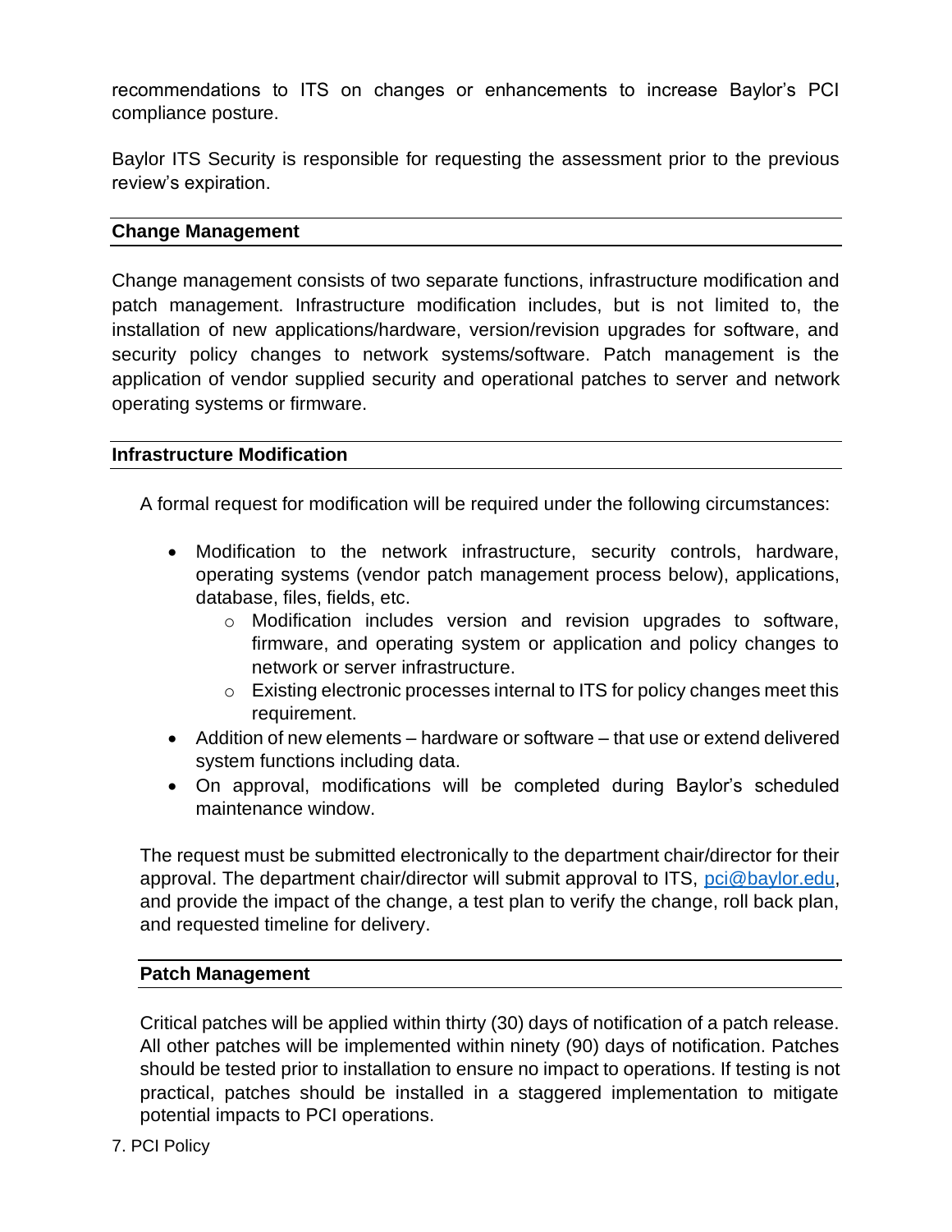recommendations to ITS on changes or enhancements to increase Baylor's PCI compliance posture.

Baylor ITS Security is responsible for requesting the assessment prior to the previous review's expiration.

## Change Management

Change management consists of two separate functions, infrastructure modification and patch management. Infrastructure modification includes, but is not limited to, the installation of new applications/hardware, version/revision upgrades for software, and security policy changes to network systems/software. Patch management is the application of vendor supplied security and operational patches to server and network operating systems or firmware.

### Infrastructure Modification

A formal request for modification will be required under the following circumstances:

- Modification to the network infrastructure, security controls, hardware, operating systems (vendor patch management process below), applications, database, files, fields, etc.
  - Modification includes version and revision upgrades to software, firmware, and operating system or application and policy changes to network or server infrastructure.
  - Existing electronic processes internal to ITS for policy changes meet this requirement.
- Addition of new elements – hardware or software – that use or extend delivered system functions including data.
- On approval, modifications will be completed during Baylor's scheduled maintenance window.

The request must be submitted electronically to the department chair/director for their approval. The department chair/director will submit approval to ITS, pci@baylor.edu, and provide the impact of the change, a test plan to verify the change, roll back plan, and requested timeline for delivery.

### Patch Management

Critical patches will be applied within thirty (30) days of notification of a patch release. All other patches will be implemented within ninety (90) days of notification. Patches should be tested prior to installation to ensure no impact to operations. If testing is not practical, patches should be installed in a staggered implementation to mitigate potential impacts to PCI operations.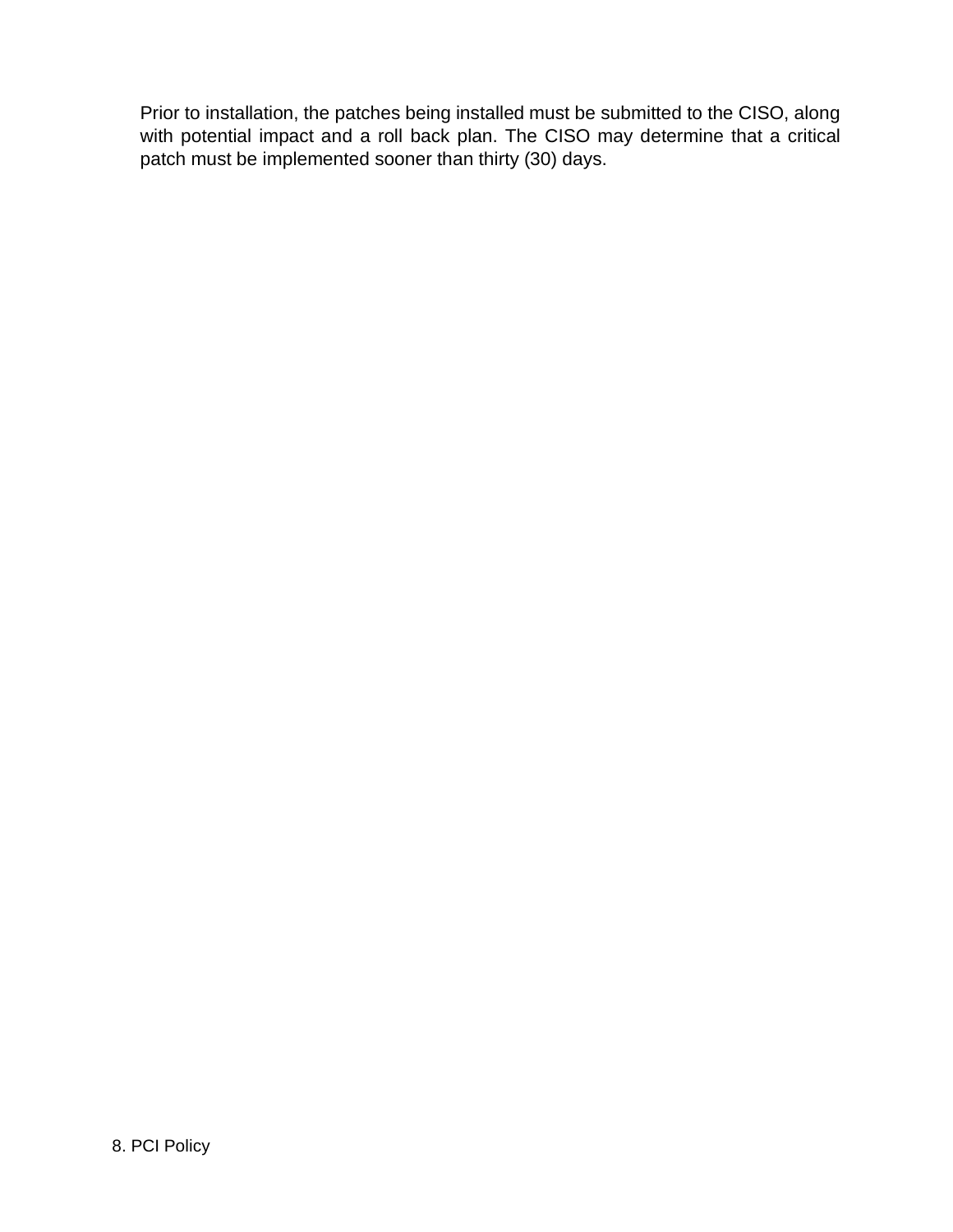Prior to installation, the patches being installed must be submitted to the CISO, along with potential impact and a roll back plan. The CISO may determine that a critical patch must be implemented sooner than thirty (30) days.